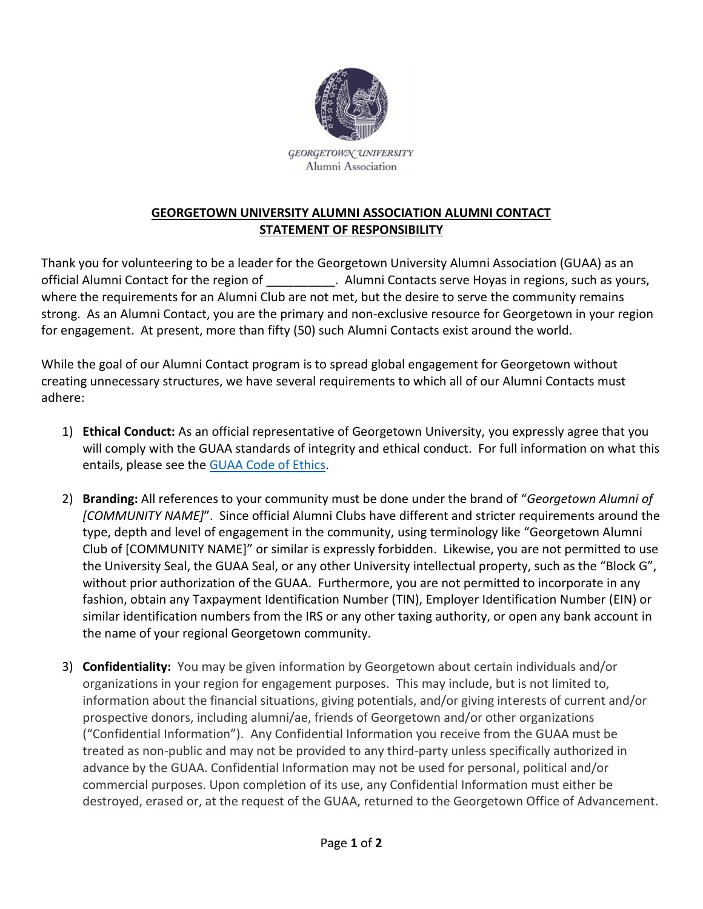GEORGETOWN UNIVERSITY
Alumni Association

## GEORGETOWN UNIVERSITY ALUMNI ASSOCIATION ALUMNI CONTACT STATEMENT OF RESPONSIBILITY

Thank you for volunteering to be a leader for the Georgetown University Alumni Association (GUAA) as an official Alumni Contact for the region of __________. Alumni Contacts serve Hoyas in regions, such as yours, where the requirements for an Alumni Club are not met, but the desire to serve the community remains strong. As an Alumni Contact, you are the primary and non-exclusive resource for Georgetown in your region for engagement. At present, more than fifty (50) such Alumni Contacts exist around the world.

While the goal of our Alumni Contact program is to spread global engagement for Georgetown without creating unnecessary structures, we have several requirements to which all of our Alumni Contacts must adhere:

1) **Ethical Conduct:** As an official representative of Georgetown University, you expressly agree that you will comply with the GUAA standards of integrity and ethical conduct. For full information on what this entails, please see the GUAA Code of Ethics.

2) **Branding:** All references to your community must be done under the brand of "*Georgetown Alumni of [COMMUNITY NAME]*". Since official Alumni Clubs have different and stricter requirements around the type, depth and level of engagement in the community, using terminology like "Georgetown Alumni Club of [COMMUNITY NAME]" or similar is expressly forbidden. Likewise, you are not permitted to use the University Seal, the GUAA Seal, or any other University intellectual property, such as the "Block G", without prior authorization of the GUAA. Furthermore, you are not permitted to incorporate in any fashion, obtain any Taxpayment Identification Number (TIN), Employer Identification Number (EIN) or similar identification numbers from the IRS or any other taxing authority, or open any bank account in the name of your regional Georgetown community.

3) **Confidentiality:** You may be given information by Georgetown about certain individuals and/or organizations in your region for engagement purposes. This may include, but is not limited to, information about the financial situations, giving potentials, and/or giving interests of current and/or prospective donors, including alumni/ae, friends of Georgetown and/or other organizations ("Confidential Information"). Any Confidential Information you receive from the GUAA must be treated as non-public and may not be provided to any third-party unless specifically authorized in advance by the GUAA. Confidential Information may not be used for personal, political and/or commercial purposes. Upon completion of its use, any Confidential Information must either be destroyed, erased or, at the request of the GUAA, returned to the Georgetown Office of Advancement.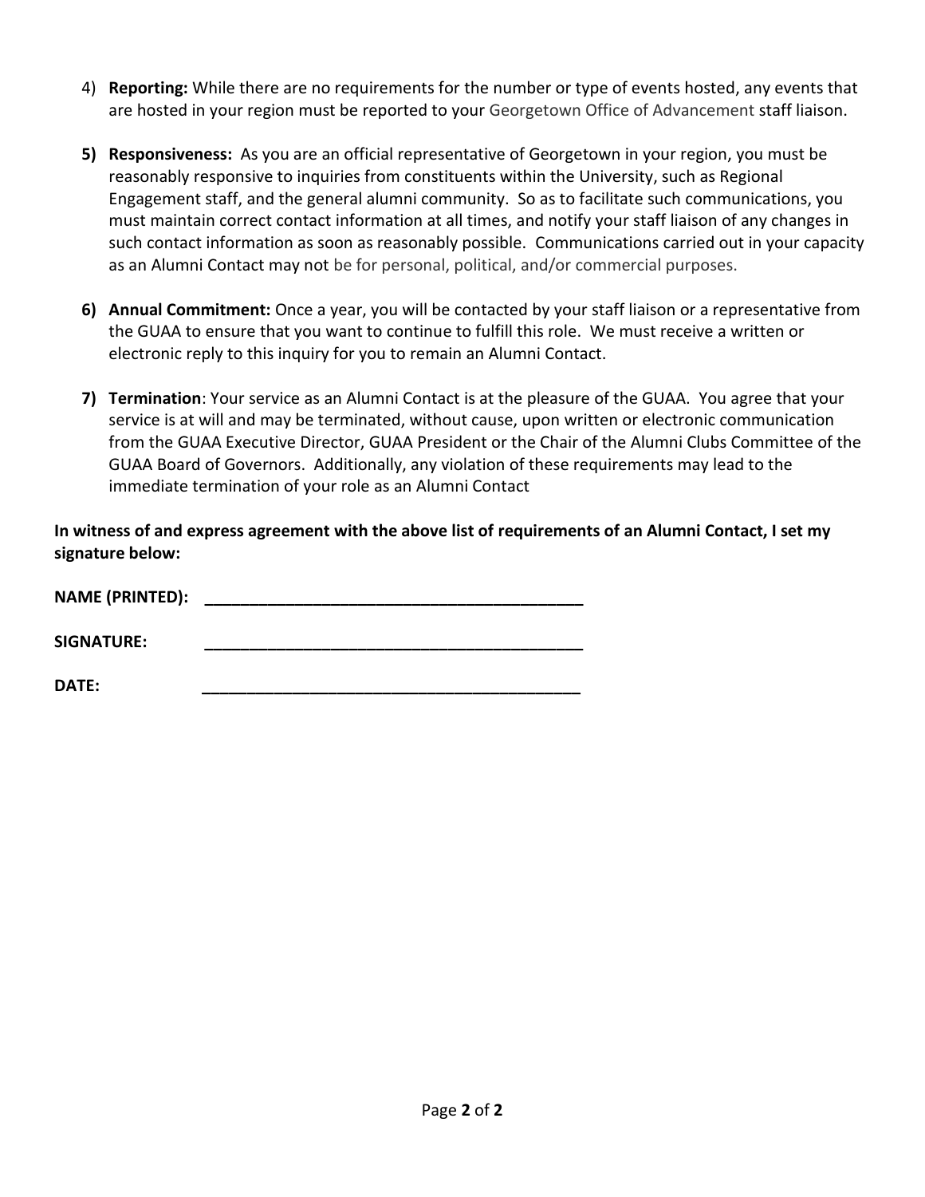4) **Reporting:** While there are no requirements for the number or type of events hosted, any events that are hosted in your region must be reported to your Georgetown Office of Advancement staff liaison.

5) **Responsiveness:** As you are an official representative of Georgetown in your region, you must be reasonably responsive to inquiries from constituents within the University, such as Regional Engagement staff, and the general alumni community. So as to facilitate such communications, you must maintain correct contact information at all times, and notify your staff liaison of any changes in such contact information as soon as reasonably possible. Communications carried out in your capacity as an Alumni Contact may not be for personal, political, and/or commercial purposes.

6) **Annual Commitment:** Once a year, you will be contacted by your staff liaison or a representative from the GUAA to ensure that you want to continue to fulfill this role. We must receive a written or electronic reply to this inquiry for you to remain an Alumni Contact.

7) **Termination**: Your service as an Alumni Contact is at the pleasure of the GUAA. You agree that your service is at will and may be terminated, without cause, upon written or electronic communication from the GUAA Executive Director, GUAA President or the Chair of the Alumni Clubs Committee of the GUAA Board of Governors. Additionally, any violation of these requirements may lead to the immediate termination of your role as an Alumni Contact

**In witness of and express agreement with the above list of requirements of an Alumni Contact, I set my signature below:**

**NAME (PRINTED):** ____________________________________________

**SIGNATURE:** ____________________________________________

**DATE:** ____________________________________________